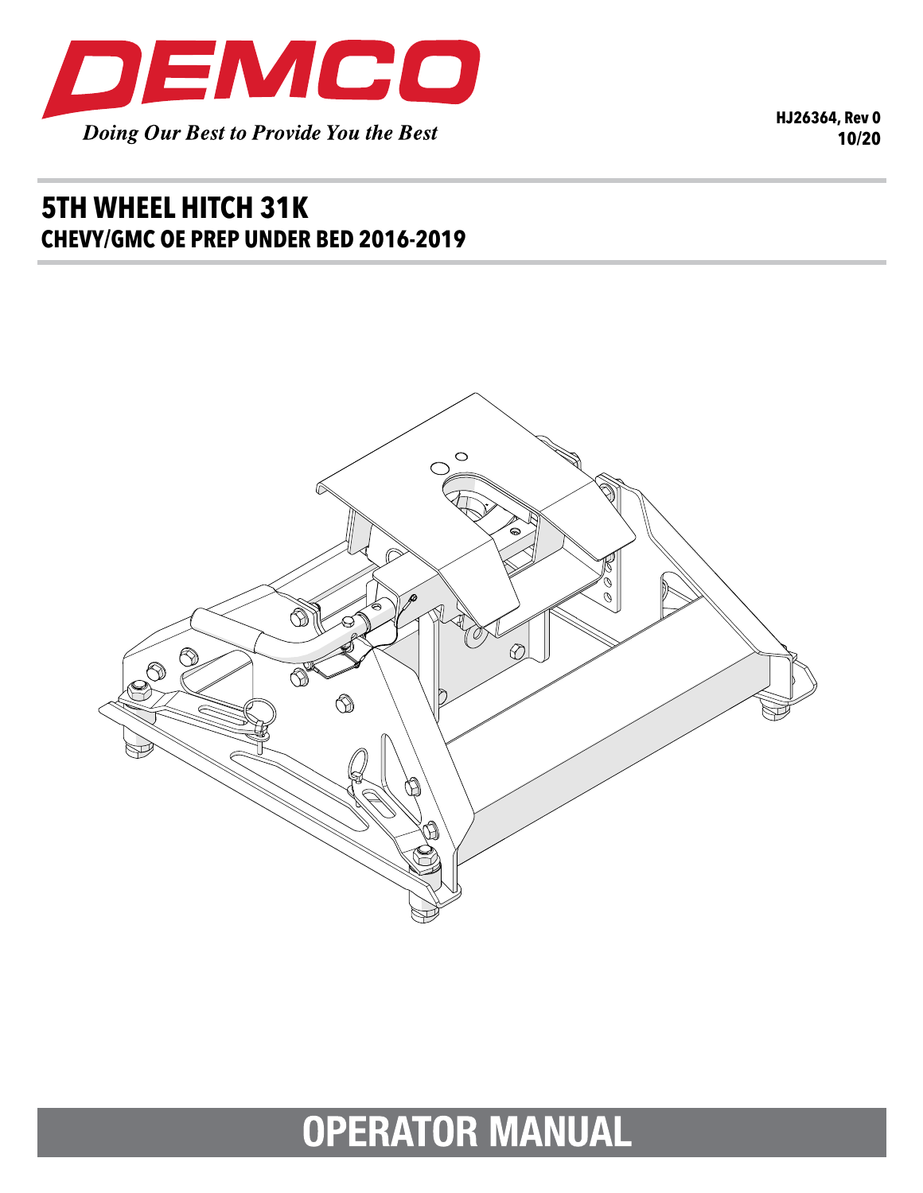DEMCO

*Doing Our Best to Provide You the Best*

**HJ26364, Rev 0**
**10/20**

# 5TH WHEEL HITCH 31K
## CHEVY/GMC OE PREP UNDER BED 2016-2019

# OPERATOR MANUAL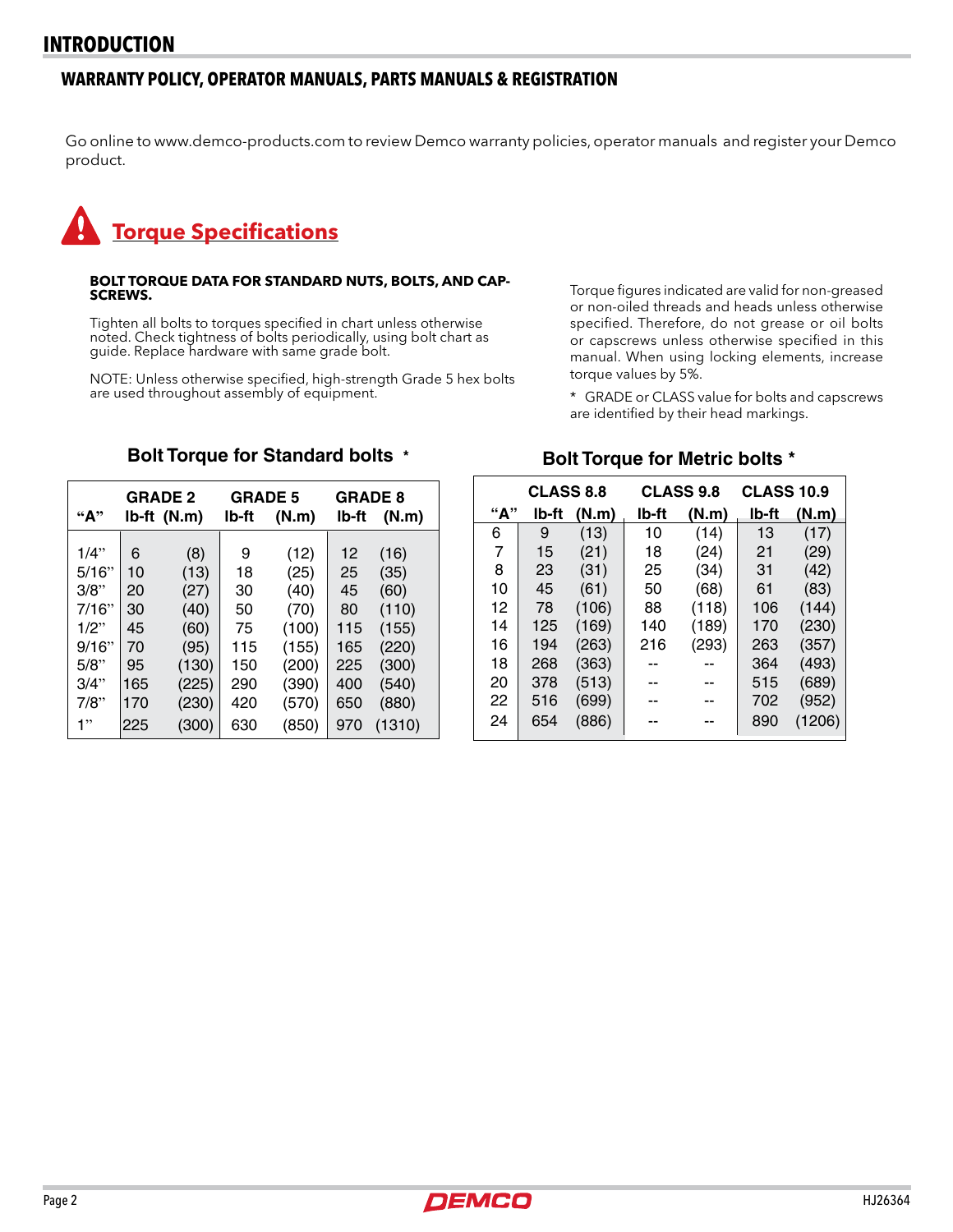# INTRODUCTION

## WARRANTY POLICY, OPERATOR MANUALS, PARTS MANUALS & REGISTRATION

Go online to www.demco-products.com to review Demco warranty policies, operator manuals and register your Demco product.

## Torque Specifications

**BOLT TORQUE DATA FOR STANDARD NUTS, BOLTS, AND CAP-SCREWS.**

Tighten all bolts to torques specified in chart unless otherwise noted. Check tightness of bolts periodically, using bolt chart as guide. Replace hardware with same grade bolt.

NOTE: Unless otherwise specified, high-strength Grade 5 hex bolts are used throughout assembly of equipment.

Torque figures indicated are valid for non-greased or non-oiled threads and heads unless otherwise specified. Therefore, do not grease or oil bolts or capscrews unless otherwise specified in this manual. When using locking elements, increase torque values by 5%.

* GRADE or CLASS value for bolts and capscrews are identified by their head markings.

### Bolt Torque for Standard bolts *

| "A" | GRADE 2 | | GRADE 5 | | GRADE 8 | |
|---|---|---|---|---|---|---|
| | lb-ft | (N.m) | lb-ft | (N.m) | lb-ft | (N.m) |
| 1/4" | 6 | (8) | 9 | (12) | 12 | (16) |
| 5/16" | 10 | (13) | 18 | (25) | 25 | (35) |
| 3/8" | 20 | (27) | 30 | (40) | 45 | (60) |
| 7/16" | 30 | (40) | 50 | (70) | 80 | (110) |
| 1/2" | 45 | (60) | 75 | (100) | 115 | (155) |
| 9/16" | 70 | (95) | 115 | (155) | 165 | (220) |
| 5/8" | 95 | (130) | 150 | (200) | 225 | (300) |
| 3/4" | 165 | (225) | 290 | (390) | 400 | (540) |
| 7/8" | 170 | (230) | 420 | (570) | 650 | (880) |
| 1" | 225 | (300) | 630 | (850) | 970 | (1310) |

### Bolt Torque for Metric bolts *

| "A" | CLASS 8.8 | | CLASS 9.8 | | CLASS 10.9 | |
|---|---|---|---|---|---|---|
| | lb-ft | (N.m) | lb-ft | (N.m) | lb-ft | (N.m) |
| 6 | 9 | (13) | 10 | (14) | 13 | (17) |
| 7 | 15 | (21) | 18 | (24) | 21 | (29) |
| 8 | 23 | (31) | 25 | (34) | 31 | (42) |
| 10 | 45 | (61) | 50 | (68) | 61 | (83) |
| 12 | 78 | (106) | 88 | (118) | 106 | (144) |
| 14 | 125 | (169) | 140 | (189) | 170 | (230) |
| 16 | 194 | (263) | 216 | (293) | 263 | (357) |
| 18 | 268 | (363) | -- | -- | 364 | (493) |
| 20 | 378 | (513) | -- | -- | 515 | (689) |
| 22 | 516 | (699) | -- | -- | 702 | (952) |
| 24 | 654 | (886) | -- | -- | 890 | (1206) |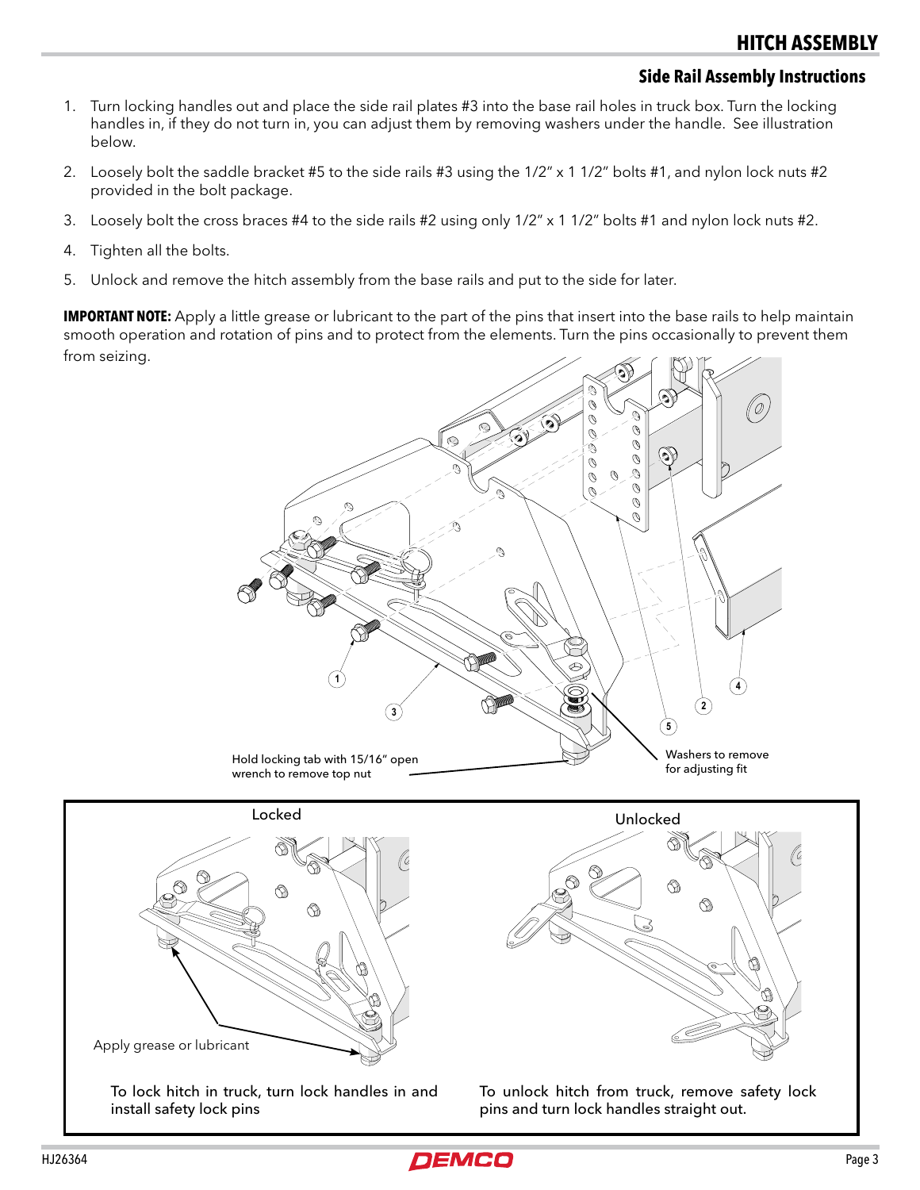# HITCH ASSEMBLY

## Side Rail Assembly Instructions

1. Turn locking handles out and place the side rail plates #3 into the base rail holes in truck box. Turn the locking handles in, if they do not turn in, you can adjust them by removing washers under the handle. See illustration below.
2. Loosely bolt the saddle bracket #5 to the side rails #3 using the 1/2" x 1 1/2" bolts #1, and nylon lock nuts #2 provided in the bolt package.
3. Loosely bolt the cross braces #4 to the side rails #2 using only 1/2" x 1 1/2" bolts #1 and nylon lock nuts #2.
4. Tighten all the bolts.
5. Unlock and remove the hitch assembly from the base rails and put to the side for later.

**IMPORTANT NOTE:** Apply a little grease or lubricant to the part of the pins that insert into the base rails to help maintain smooth operation and rotation of pins and to protect from the elements. Turn the pins occasionally to prevent them from seizing.

1

3

2

4

5

Hold locking tab with 15/16" open wrench to remove top nut

Washers to remove for adjusting fit

Locked

Apply grease or lubricant

To lock hitch in truck, turn lock handles in and install safety lock pins

Unlocked

To unlock hitch from truck, remove safety lock pins and turn lock handles straight out.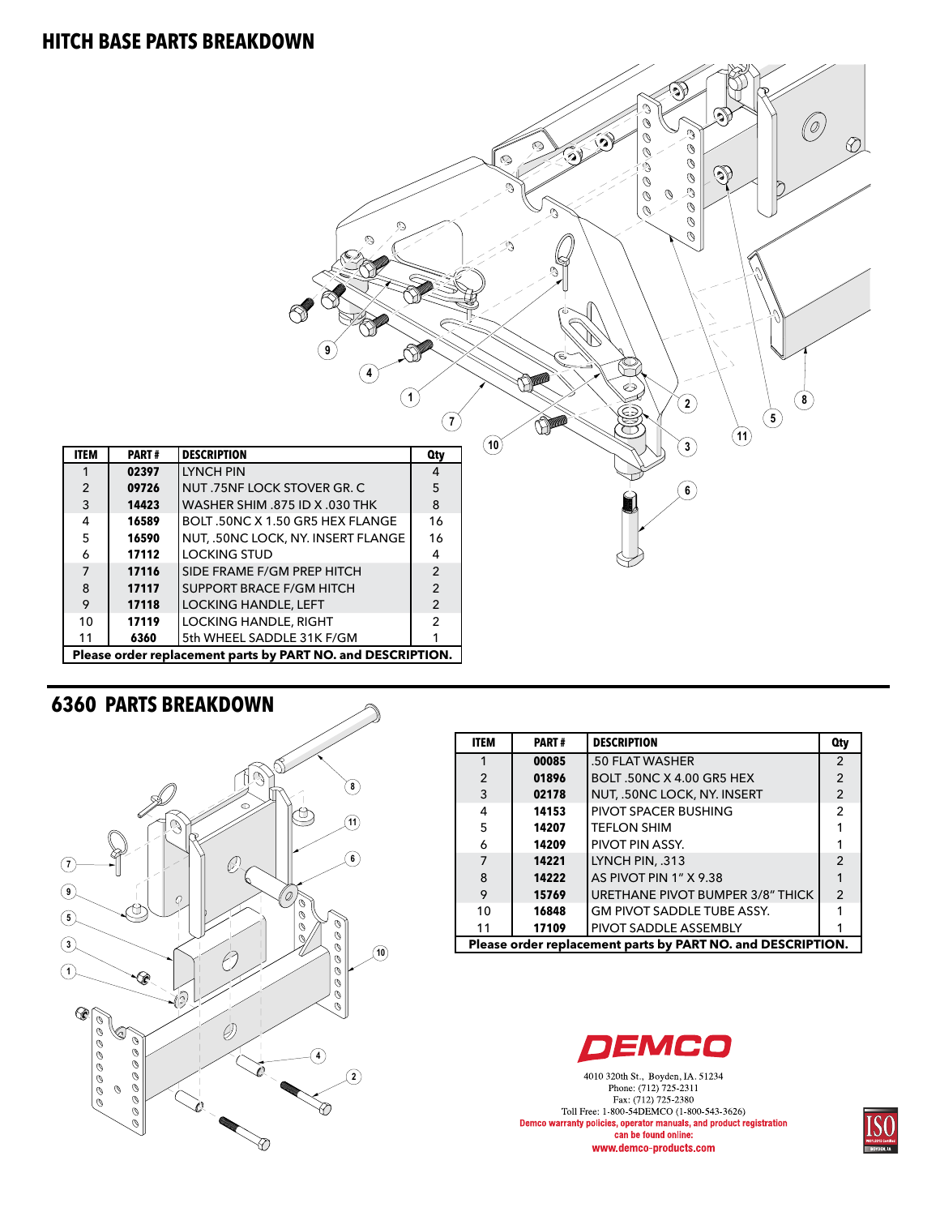## HITCH BASE PARTS BREAKDOWN

| ITEM | PART # | DESCRIPTION | Qty |
|---|---|---|---|
| 1 | 02397 | LYNCH PIN | 4 |
| 2 | 09726 | NUT .75NF LOCK STOVER GR. C | 5 |
| 3 | 14423 | WASHER SHIM .875 ID X .030 THK | 8 |
| 4 | 16589 | BOLT .50NC X 1.50 GR5 HEX FLANGE | 16 |
| 5 | 16590 | NUT, .50NC LOCK, NY. INSERT FLANGE | 16 |
| 6 | 17112 | LOCKING STUD | 4 |
| 7 | 17116 | SIDE FRAME F/GM PREP HITCH | 2 |
| 8 | 17117 | SUPPORT BRACE F/GM HITCH | 2 |
| 9 | 17118 | LOCKING HANDLE, LEFT | 2 |
| 10 | 17119 | LOCKING HANDLE, RIGHT | 2 |
| 11 | 6360 | 5th WHEEL SADDLE 31K F/GM | 1 |

**Please order replacement parts by PART NO. and DESCRIPTION.**

## 6360 PARTS BREAKDOWN

| ITEM | PART # | DESCRIPTION | Qty |
|---|---|---|---|
| 1 | 00085 | .50 FLAT WASHER | 2 |
| 2 | 01896 | BOLT .50NC X 4.00 GR5 HEX | 2 |
| 3 | 02178 | NUT, .50NC LOCK, NY. INSERT | 2 |
| 4 | 14153 | PIVOT SPACER BUSHING | 2 |
| 5 | 14207 | TEFLON SHIM | 1 |
| 6 | 14209 | PIVOT PIN ASSY. | 1 |
| 7 | 14221 | LYNCH PIN, .313 | 2 |
| 8 | 14222 | AS PIVOT PIN 1" X 9.38 | 1 |
| 9 | 15769 | URETHANE PIVOT BUMPER 3/8" THICK | 2 |
| 10 | 16848 | GM PIVOT SADDLE TUBE ASSY. | 1 |
| 11 | 17109 | PIVOT SADDLE ASSEMBLY | 1 |

**Please order replacement parts by PART NO. and DESCRIPTION.**

DEMCO

4010 320th St., Boyden, IA. 51234
Phone: (712) 725-2311
Fax: (712) 725-2380
Toll Free: 1-800-54DEMCO (1-800-543-3626)

**Demco warranty policies, operator manuals, and product registration can be found online:**
**www.demco-products.com**